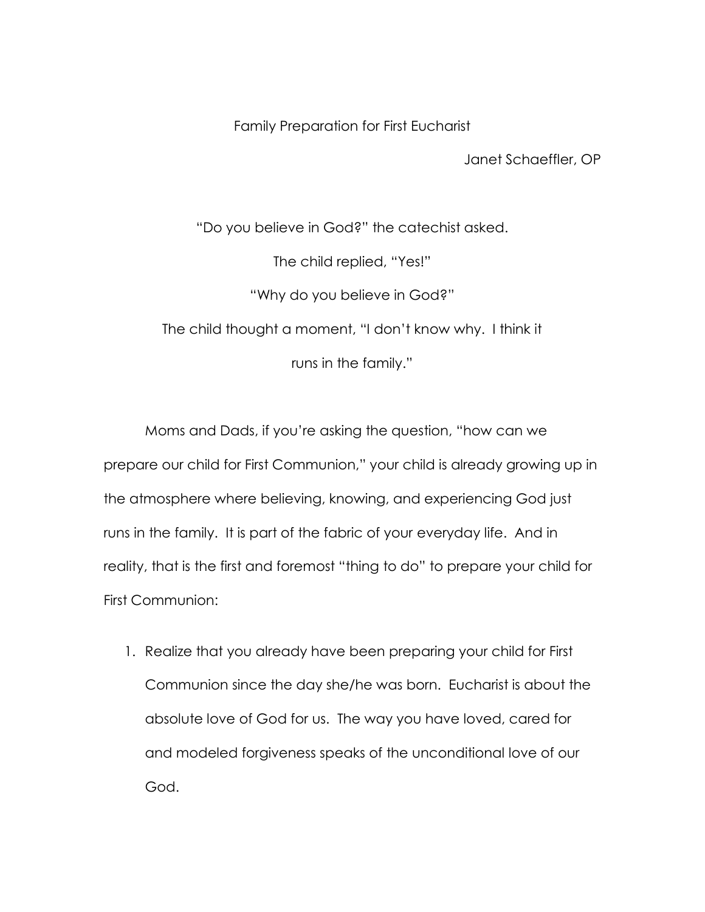# Family Preparation for First Eucharist

Janet Schaeffler, OP

"Do you believe in God?" the catechist asked.

The child replied, "Yes!"

"Why do you believe in God?"

The child thought a moment, "I don't know why. I think it runs in the family."

Moms and Dads, if you're asking the question, "how can we prepare our child for First Communion," your child is already growing up in the atmosphere where believing, knowing, and experiencing God just runs in the family. It is part of the fabric of your everyday life. And in reality, that is the first and foremost "thing to do" to prepare your child for First Communion:

1. Realize that you already have been preparing your child for First Communion since the day she/he was born. Eucharist is about the absolute love of God for us. The way you have loved, cared for and modeled forgiveness speaks of the unconditional love of our God.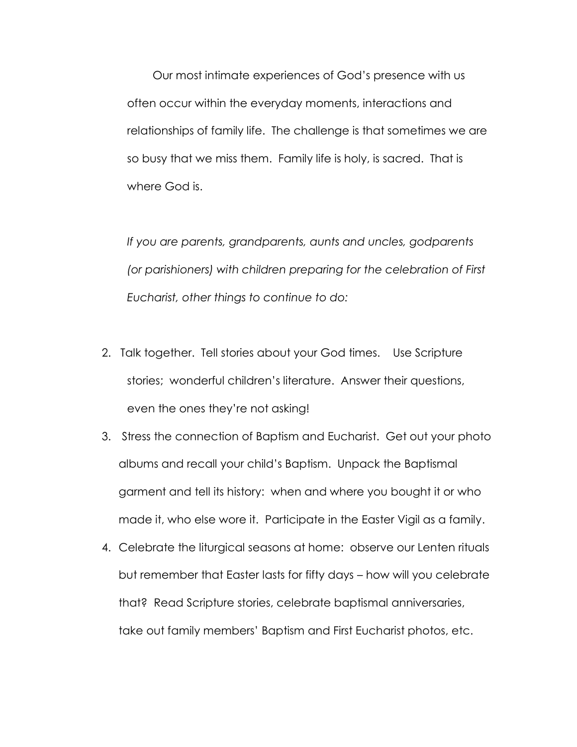Our most intimate experiences of God's presence with us often occur within the everyday moments, interactions and relationships of family life. The challenge is that sometimes we are so busy that we miss them. Family life is holy, is sacred. That is where God is.

*If you are parents, grandparents, aunts and uncles, godparents (or parishioners) with children preparing for the celebration of First Eucharist, other things to continue to do:*

2. Talk together. Tell stories about your God times. Use Scripture stories; wonderful children's literature. Answer their questions, even the ones they're not asking!
3. Stress the connection of Baptism and Eucharist. Get out your photo albums and recall your child's Baptism. Unpack the Baptismal garment and tell its history: when and where you bought it or who made it, who else wore it. Participate in the Easter Vigil as a family.
4. Celebrate the liturgical seasons at home: observe our Lenten rituals but remember that Easter lasts for fifty days – how will you celebrate that? Read Scripture stories, celebrate baptismal anniversaries, take out family members' Baptism and First Eucharist photos, etc.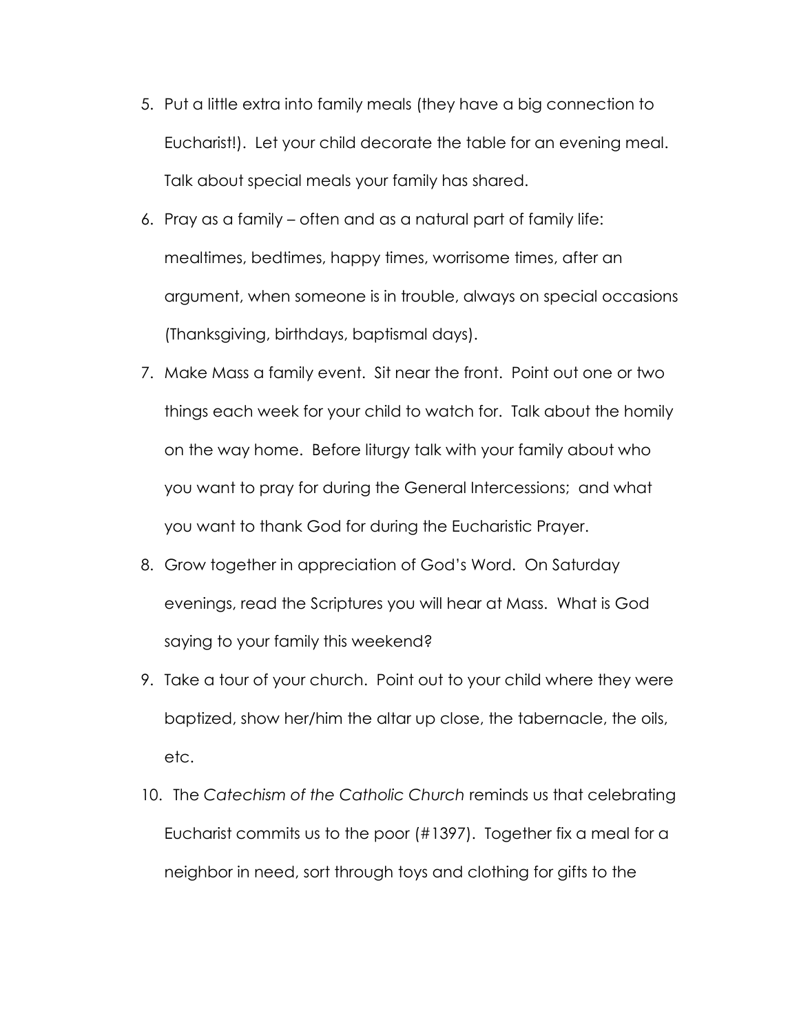5. Put a little extra into family meals (they have a big connection to Eucharist!). Let your child decorate the table for an evening meal. Talk about special meals your family has shared.
6. Pray as a family – often and as a natural part of family life: mealtimes, bedtimes, happy times, worrisome times, after an argument, when someone is in trouble, always on special occasions (Thanksgiving, birthdays, baptismal days).
7. Make Mass a family event. Sit near the front. Point out one or two things each week for your child to watch for. Talk about the homily on the way home. Before liturgy talk with your family about who you want to pray for during the General Intercessions; and what you want to thank God for during the Eucharistic Prayer.
8. Grow together in appreciation of God's Word. On Saturday evenings, read the Scriptures you will hear at Mass. What is God saying to your family this weekend?
9. Take a tour of your church. Point out to your child where they were baptized, show her/him the altar up close, the tabernacle, the oils, etc.
10. The *Catechism of the Catholic Church* reminds us that celebrating Eucharist commits us to the poor (#1397). Together fix a meal for a neighbor in need, sort through toys and clothing for gifts to the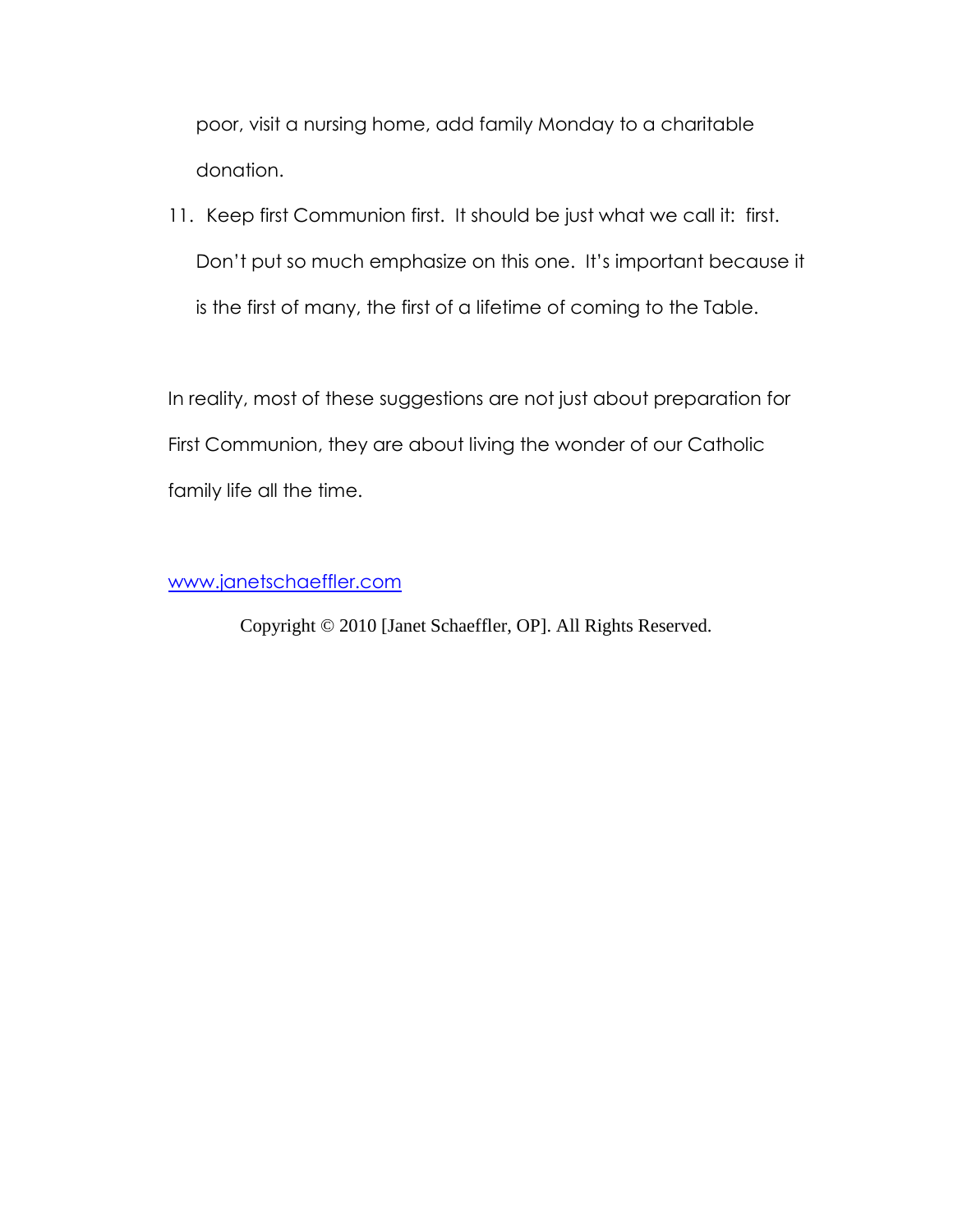poor, visit a nursing home, add family Monday to a charitable donation.

11. Keep first Communion first. It should be just what we call it: first. Don't put so much emphasize on this one. It's important because it is the first of many, the first of a lifetime of coming to the Table.

In reality, most of these suggestions are not just about preparation for First Communion, they are about living the wonder of our Catholic family life all the time.

[www.janetschaeffler.com](http://www.janetschaeffler.com)

Copyright © 2010 [Janet Schaeffler, OP]. All Rights Reserved.